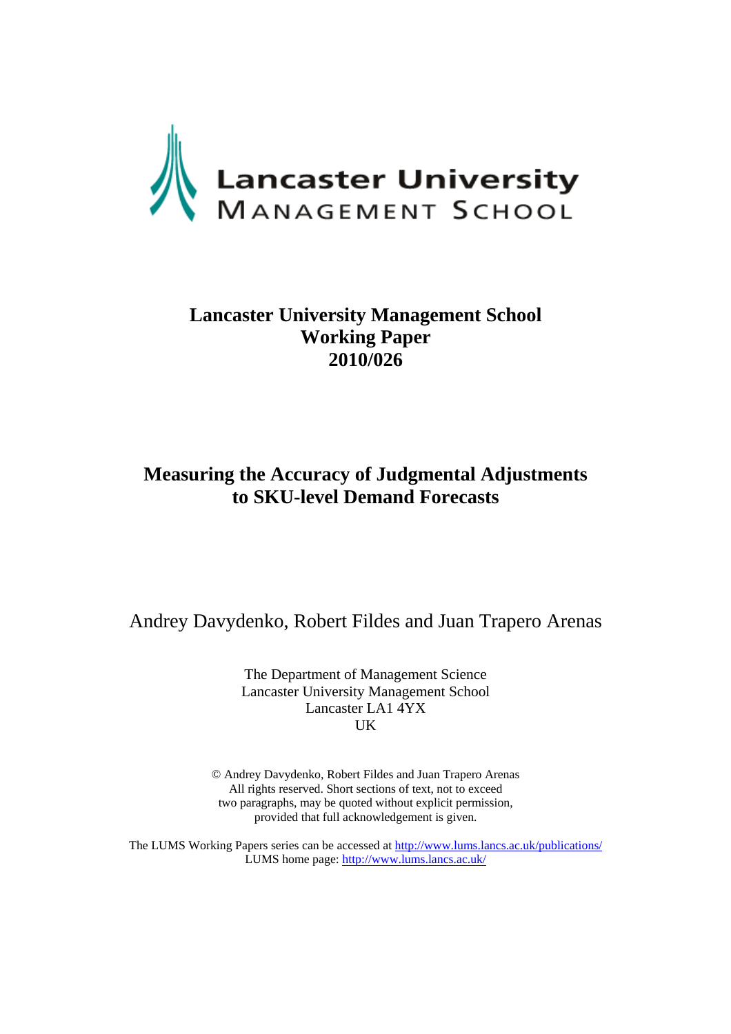Lancaster University
MANAGEMENT SCHOOL

**Lancaster University Management School**
**Working Paper**
**2010/026**

# Measuring the Accuracy of Judgmental Adjustments to SKU-level Demand Forecasts

Andrey Davydenko, Robert Fildes and Juan Trapero Arenas

The Department of Management Science
Lancaster University Management School
Lancaster LA1 4YX
UK

© Andrey Davydenko, Robert Fildes and Juan Trapero Arenas
All rights reserved. Short sections of text, not to exceed two paragraphs, may be quoted without explicit permission, provided that full acknowledgement is given.

The LUMS Working Papers series can be accessed at http://www.lums.lancs.ac.uk/publications/
LUMS home page: http://www.lums.lancs.ac.uk/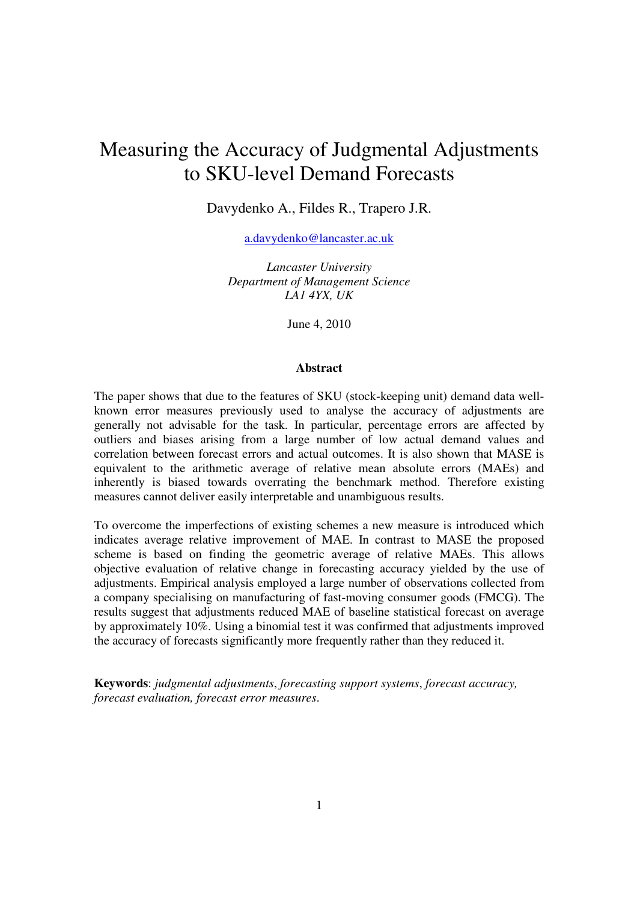# Measuring the Accuracy of Judgmental Adjustments to SKU-level Demand Forecasts

Davydenko A., Fildes R., Trapero J.R.

a.davydenko@lancaster.ac.uk

*Lancaster University*
*Department of Management Science*
*LA1 4YX, UK*

June 4, 2010

## Abstract

The paper shows that due to the features of SKU (stock-keeping unit) demand data well-known error measures previously used to analyse the accuracy of adjustments are generally not advisable for the task. In particular, percentage errors are affected by outliers and biases arising from a large number of low actual demand values and correlation between forecast errors and actual outcomes. It is also shown that MASE is equivalent to the arithmetic average of relative mean absolute errors (MAEs) and inherently is biased towards overrating the benchmark method. Therefore existing measures cannot deliver easily interpretable and unambiguous results.

To overcome the imperfections of existing schemes a new measure is introduced which indicates average relative improvement of MAE. In contrast to MASE the proposed scheme is based on finding the geometric average of relative MAEs. This allows objective evaluation of relative change in forecasting accuracy yielded by the use of adjustments. Empirical analysis employed a large number of observations collected from a company specialising on manufacturing of fast-moving consumer goods (FMCG). The results suggest that adjustments reduced MAE of baseline statistical forecast on average by approximately 10%. Using a binomial test it was confirmed that adjustments improved the accuracy of forecasts significantly more frequently rather than they reduced it.

**Keywords**: *judgmental adjustments*, *forecasting support systems*, *forecast accuracy, forecast evaluation, forecast error measures*.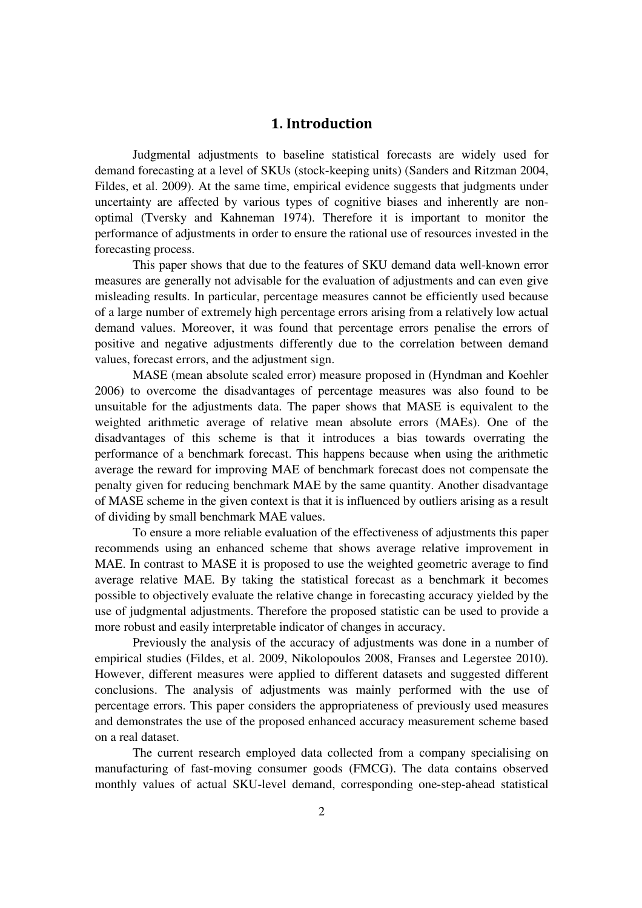# 1. Introduction

Judgmental adjustments to baseline statistical forecasts are widely used for demand forecasting at a level of SKUs (stock-keeping units) (Sanders and Ritzman 2004, Fildes, et al. 2009). At the same time, empirical evidence suggests that judgments under uncertainty are affected by various types of cognitive biases and inherently are non-optimal (Tversky and Kahneman 1974). Therefore it is important to monitor the performance of adjustments in order to ensure the rational use of resources invested in the forecasting process.

This paper shows that due to the features of SKU demand data well-known error measures are generally not advisable for the evaluation of adjustments and can even give misleading results. In particular, percentage measures cannot be efficiently used because of a large number of extremely high percentage errors arising from a relatively low actual demand values. Moreover, it was found that percentage errors penalise the errors of positive and negative adjustments differently due to the correlation between demand values, forecast errors, and the adjustment sign.

MASE (mean absolute scaled error) measure proposed in (Hyndman and Koehler 2006) to overcome the disadvantages of percentage measures was also found to be unsuitable for the adjustments data. The paper shows that MASE is equivalent to the weighted arithmetic average of relative mean absolute errors (MAEs). One of the disadvantages of this scheme is that it introduces a bias towards overrating the performance of a benchmark forecast. This happens because when using the arithmetic average the reward for improving MAE of benchmark forecast does not compensate the penalty given for reducing benchmark MAE by the same quantity. Another disadvantage of MASE scheme in the given context is that it is influenced by outliers arising as a result of dividing by small benchmark MAE values.

To ensure a more reliable evaluation of the effectiveness of adjustments this paper recommends using an enhanced scheme that shows average relative improvement in MAE. In contrast to MASE it is proposed to use the weighted geometric average to find average relative MAE. By taking the statistical forecast as a benchmark it becomes possible to objectively evaluate the relative change in forecasting accuracy yielded by the use of judgmental adjustments. Therefore the proposed statistic can be used to provide a more robust and easily interpretable indicator of changes in accuracy.

Previously the analysis of the accuracy of adjustments was done in a number of empirical studies (Fildes, et al. 2009, Nikolopoulos 2008, Franses and Legerstee 2010). However, different measures were applied to different datasets and suggested different conclusions. The analysis of adjustments was mainly performed with the use of percentage errors. This paper considers the appropriateness of previously used measures and demonstrates the use of the proposed enhanced accuracy measurement scheme based on a real dataset.

The current research employed data collected from a company specialising on manufacturing of fast-moving consumer goods (FMCG). The data contains observed monthly values of actual SKU-level demand, corresponding one-step-ahead statistical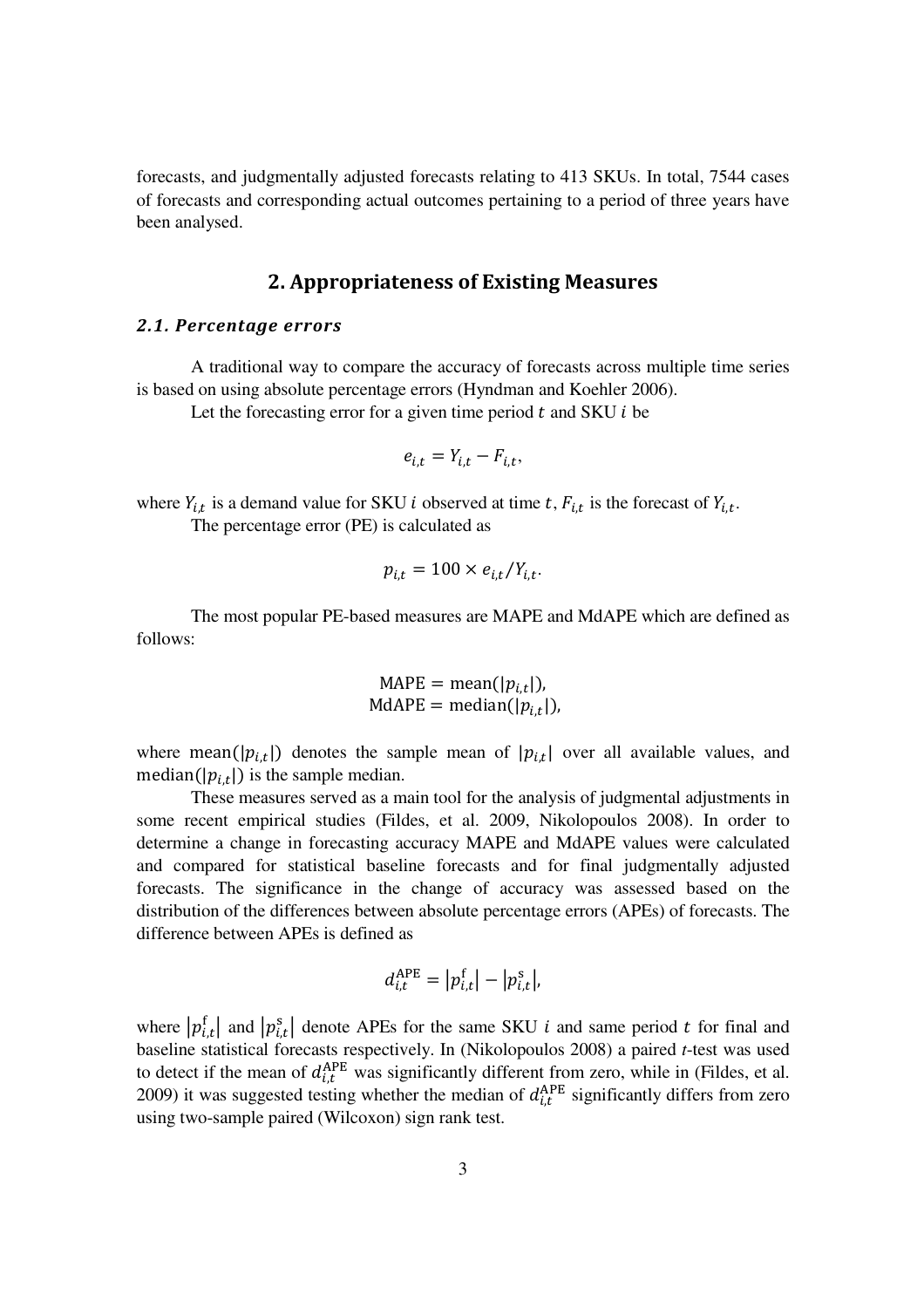forecasts, and judgmentally adjusted forecasts relating to 413 SKUs. In total, 7544 cases of forecasts and corresponding actual outcomes pertaining to a period of three years have been analysed.

## 2. Appropriateness of Existing Measures

### *2.1. Percentage errors*

A traditional way to compare the accuracy of forecasts across multiple time series is based on using absolute percentage errors (Hyndman and Koehler 2006).

Let the forecasting error for a given time period $t$ and SKU $i$ be

$$e_{i,t} = Y_{i,t} - F_{i,t},$$

where $Y_{i,t}$ is a demand value for SKU $i$ observed at time $t$, $F_{i,t}$ is the forecast of $Y_{i,t}$.

The percentage error (PE) is calculated as

$$p_{i,t} = 100 \times e_{i,t}/Y_{i,t}.$$

The most popular PE-based measures are MAPE and MdAPE which are defined as follows:

$$\text{MAPE} = \text{mean}(|p_{i,t}|),$$
$$\text{MdAPE} = \text{median}(|p_{i,t}|),$$

where $\text{mean}(|p_{i,t}|)$ denotes the sample mean of $|p_{i,t}|$ over all available values, and $\text{median}(|p_{i,t}|)$ is the sample median.

These measures served as a main tool for the analysis of judgmental adjustments in some recent empirical studies (Fildes, et al. 2009, Nikolopoulos 2008). In order to determine a change in forecasting accuracy MAPE and MdAPE values were calculated and compared for statistical baseline forecasts and for final judgmentally adjusted forecasts. The significance in the change of accuracy was assessed based on the distribution of the differences between absolute percentage errors (APEs) of forecasts. The difference between APEs is defined as

$$d_{i,t}^{\text{APE}} = |p_{i,t}^{\text{f}}| - |p_{i,t}^{\text{s}}|,$$

where $|p_{i,t}^{\text{f}}|$ and $|p_{i,t}^{\text{s}}|$ denote APEs for the same SKU $i$ and same period $t$ for final and baseline statistical forecasts respectively. In (Nikolopoulos 2008) a paired *t*-test was used to detect if the mean of $d_{i,t}^{\text{APE}}$ was significantly different from zero, while in (Fildes, et al. 2009) it was suggested testing whether the median of $d_{i,t}^{\text{APE}}$ significantly differs from zero using two-sample paired (Wilcoxon) sign rank test.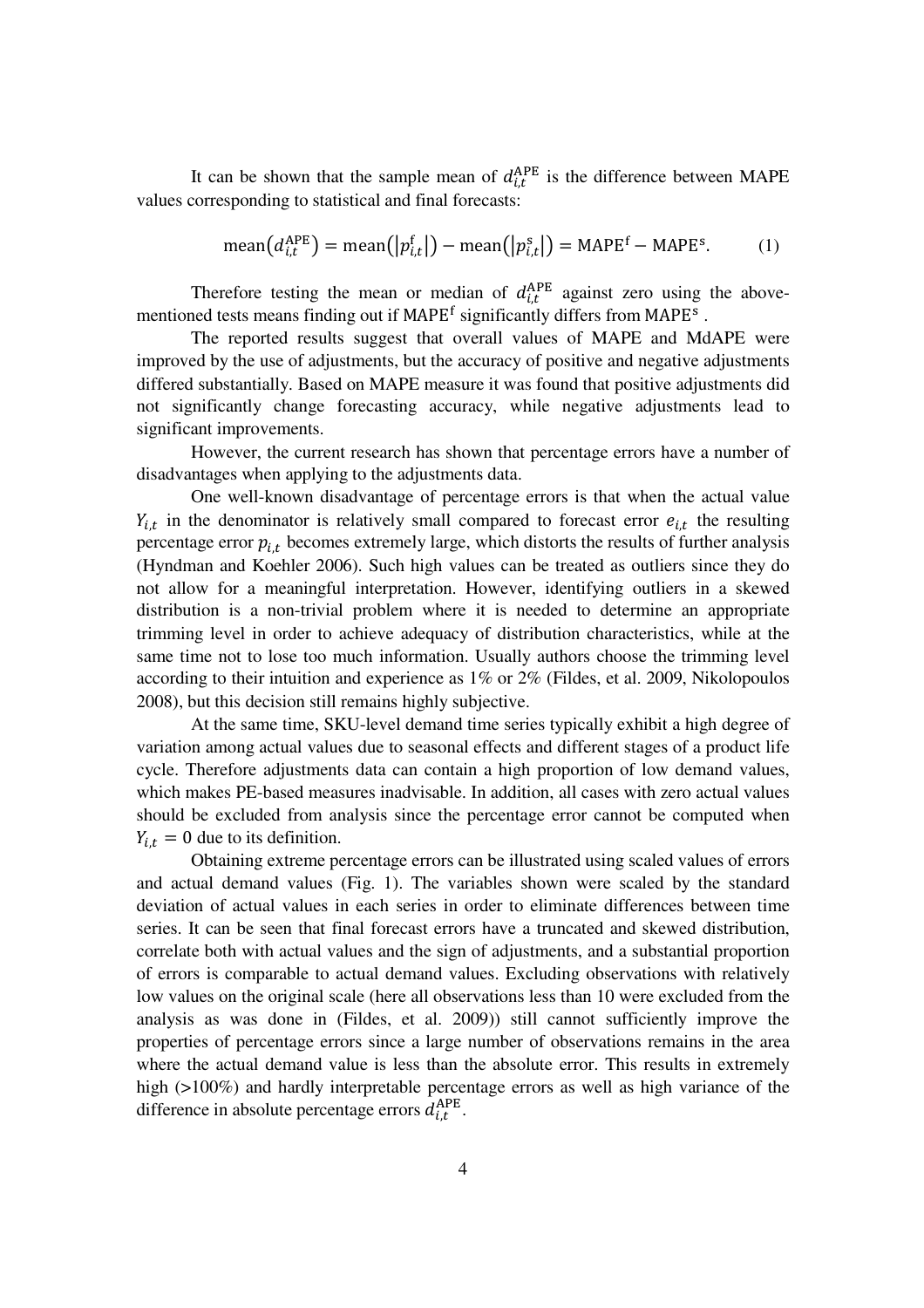It can be shown that the sample mean of $d_{i,t}^{\text{APE}}$ is the difference between MAPE values corresponding to statistical and final forecasts:

$$\text{mean}\left(d_{i,t}^{\text{APE}}\right) = \text{mean}\left(\left|p_{i,t}^{\text{f}}\right|\right) - \text{mean}\left(\left|p_{i,t}^{\text{s}}\right|\right) = \text{MAPE}^{\text{f}} - \text{MAPE}^{\text{s}}. \qquad (1)$$

Therefore testing the mean or median of $d_{i,t}^{\text{APE}}$ against zero using the above-mentioned tests means finding out if $\text{MAPE}^{\text{f}}$ significantly differs from $\text{MAPE}^{\text{s}}$ .

The reported results suggest that overall values of MAPE and MdAPE were improved by the use of adjustments, but the accuracy of positive and negative adjustments differed substantially. Based on MAPE measure it was found that positive adjustments did not significantly change forecasting accuracy, while negative adjustments lead to significant improvements.

However, the current research has shown that percentage errors have a number of disadvantages when applying to the adjustments data.

One well-known disadvantage of percentage errors is that when the actual value $Y_{i,t}$ in the denominator is relatively small compared to forecast error $e_{i,t}$ the resulting percentage error $p_{i,t}$ becomes extremely large, which distorts the results of further analysis (Hyndman and Koehler 2006). Such high values can be treated as outliers since they do not allow for a meaningful interpretation. However, identifying outliers in a skewed distribution is a non-trivial problem where it is needed to determine an appropriate trimming level in order to achieve adequacy of distribution characteristics, while at the same time not to lose too much information. Usually authors choose the trimming level according to their intuition and experience as 1% or 2% (Fildes, et al. 2009, Nikolopoulos 2008), but this decision still remains highly subjective.

At the same time, SKU-level demand time series typically exhibit a high degree of variation among actual values due to seasonal effects and different stages of a product life cycle. Therefore adjustments data can contain a high proportion of low demand values, which makes PE-based measures inadvisable. In addition, all cases with zero actual values should be excluded from analysis since the percentage error cannot be computed when $Y_{i,t} = 0$ due to its definition.

Obtaining extreme percentage errors can be illustrated using scaled values of errors and actual demand values (Fig. 1). The variables shown were scaled by the standard deviation of actual values in each series in order to eliminate differences between time series. It can be seen that final forecast errors have a truncated and skewed distribution, correlate both with actual values and the sign of adjustments, and a substantial proportion of errors is comparable to actual demand values. Excluding observations with relatively low values on the original scale (here all observations less than 10 were excluded from the analysis as was done in (Fildes, et al. 2009)) still cannot sufficiently improve the properties of percentage errors since a large number of observations remains in the area where the actual demand value is less than the absolute error. This results in extremely high (>100%) and hardly interpretable percentage errors as well as high variance of the difference in absolute percentage errors $d_{i,t}^{\text{APE}}$.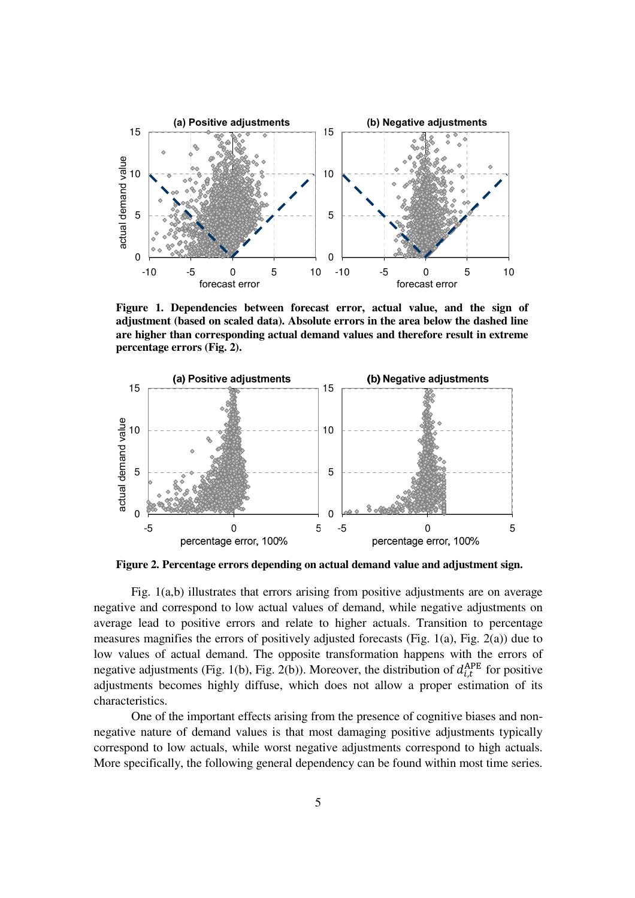**Figure 1. Dependencies between forecast error, actual value, and the sign of adjustment (based on scaled data). Absolute errors in the area below the dashed line are higher than corresponding actual demand values and therefore result in extreme percentage errors (Fig. 2).**

**Figure 2. Percentage errors depending on actual demand value and adjustment sign.**

Fig. 1(a,b) illustrates that errors arising from positive adjustments are on average negative and correspond to low actual values of demand, while negative adjustments on average lead to positive errors and relate to higher actuals. Transition to percentage measures magnifies the errors of positively adjusted forecasts (Fig. 1(a), Fig. 2(a)) due to low values of actual demand. The opposite transformation happens with the errors of negative adjustments (Fig. 1(b), Fig. 2(b)). Moreover, the distribution of $d_{i,t}^{\mathrm{APE}}$ for positive adjustments becomes highly diffuse, which does not allow a proper estimation of its characteristics.

One of the important effects arising from the presence of cognitive biases and non-negative nature of demand values is that most damaging positive adjustments typically correspond to low actuals, while worst negative adjustments correspond to high actuals. More specifically, the following general dependency can be found within most time series.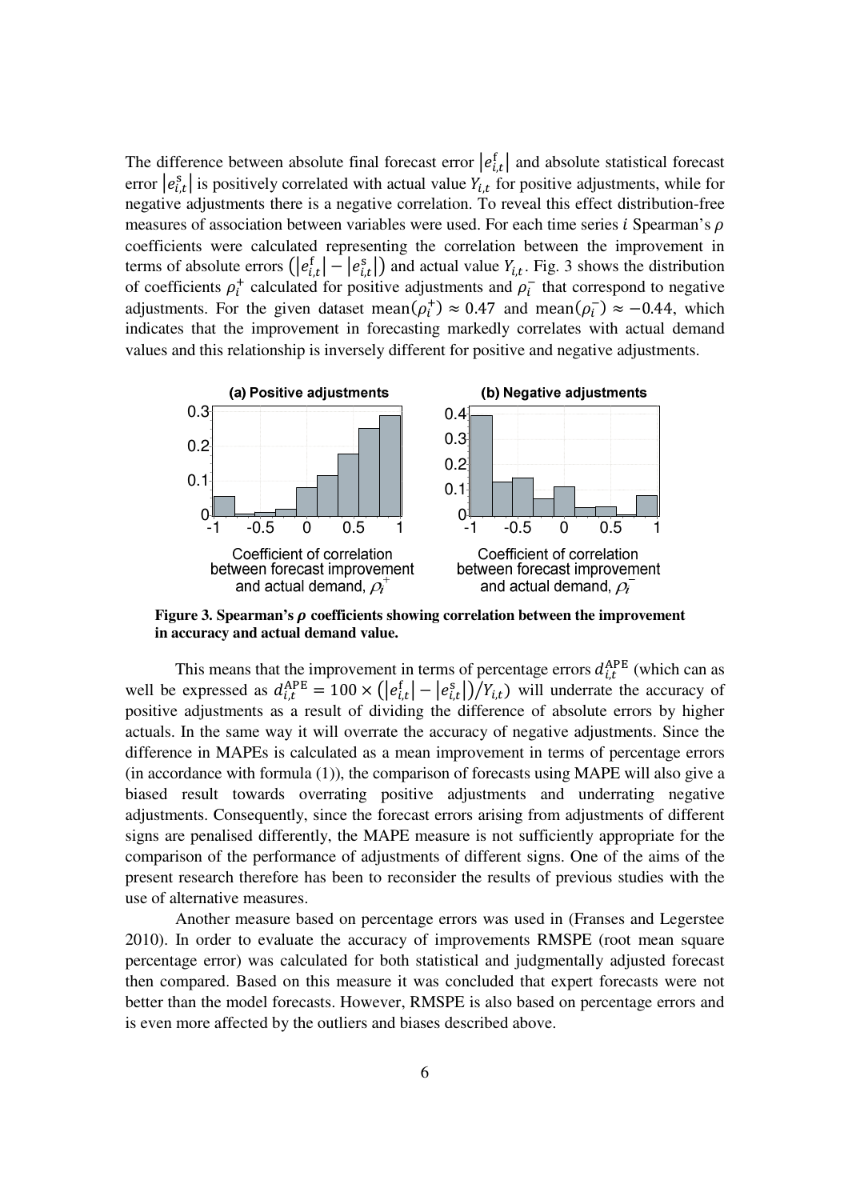The difference between absolute final forecast error $|e^{\mathrm{f}}_{i,t}|$ and absolute statistical forecast error $|e^{\mathrm{s}}_{i,t}|$ is positively correlated with actual value $Y_{i,t}$ for positive adjustments, while for negative adjustments there is a negative correlation. To reveal this effect distribution-free measures of association between variables were used. For each time series $i$ Spearman's $\rho$ coefficients were calculated representing the correlation between the improvement in terms of absolute errors $(|e^{\mathrm{f}}_{i,t}| - |e^{\mathrm{s}}_{i,t}|)$ and actual value $Y_{i,t}$. Fig. 3 shows the distribution of coefficients $\rho^{+}_{i}$ calculated for positive adjustments and $\rho^{-}_{i}$ that correspond to negative adjustments. For the given dataset $\mathrm{mean}(\rho^{+}_{i}) \approx 0.47$ and $\mathrm{mean}(\rho^{-}_{i}) \approx -0.44$, which indicates that the improvement in forecasting markedly correlates with actual demand values and this relationship is inversely different for positive and negative adjustments.

**Figure 3. Spearman's $\rho$ coefficients showing correlation between the improvement in accuracy and actual demand value.**

This means that the improvement in terms of percentage errors $d^{\mathrm{APE}}_{i,t}$ (which can as well be expressed as $d^{\mathrm{APE}}_{i,t} = 100 \times (|e^{\mathrm{f}}_{i,t}| - |e^{\mathrm{s}}_{i,t}|)/Y_{i,t}$) will underrate the accuracy of positive adjustments as a result of dividing the difference of absolute errors by higher actuals. In the same way it will overrate the accuracy of negative adjustments. Since the difference in MAPEs is calculated as a mean improvement in terms of percentage errors (in accordance with formula (1)), the comparison of forecasts using MAPE will also give a biased result towards overrating positive adjustments and underrating negative adjustments. Consequently, since the forecast errors arising from adjustments of different signs are penalised differently, the MAPE measure is not sufficiently appropriate for the comparison of the performance of adjustments of different signs. One of the aims of the present research therefore has been to reconsider the results of previous studies with the use of alternative measures.

Another measure based on percentage errors was used in (Franses and Legerstee 2010). In order to evaluate the accuracy of improvements RMSPE (root mean square percentage error) was calculated for both statistical and judgmentally adjusted forecast then compared. Based on this measure it was concluded that expert forecasts were not better than the model forecasts. However, RMSPE is also based on percentage errors and is even more affected by the outliers and biases described above.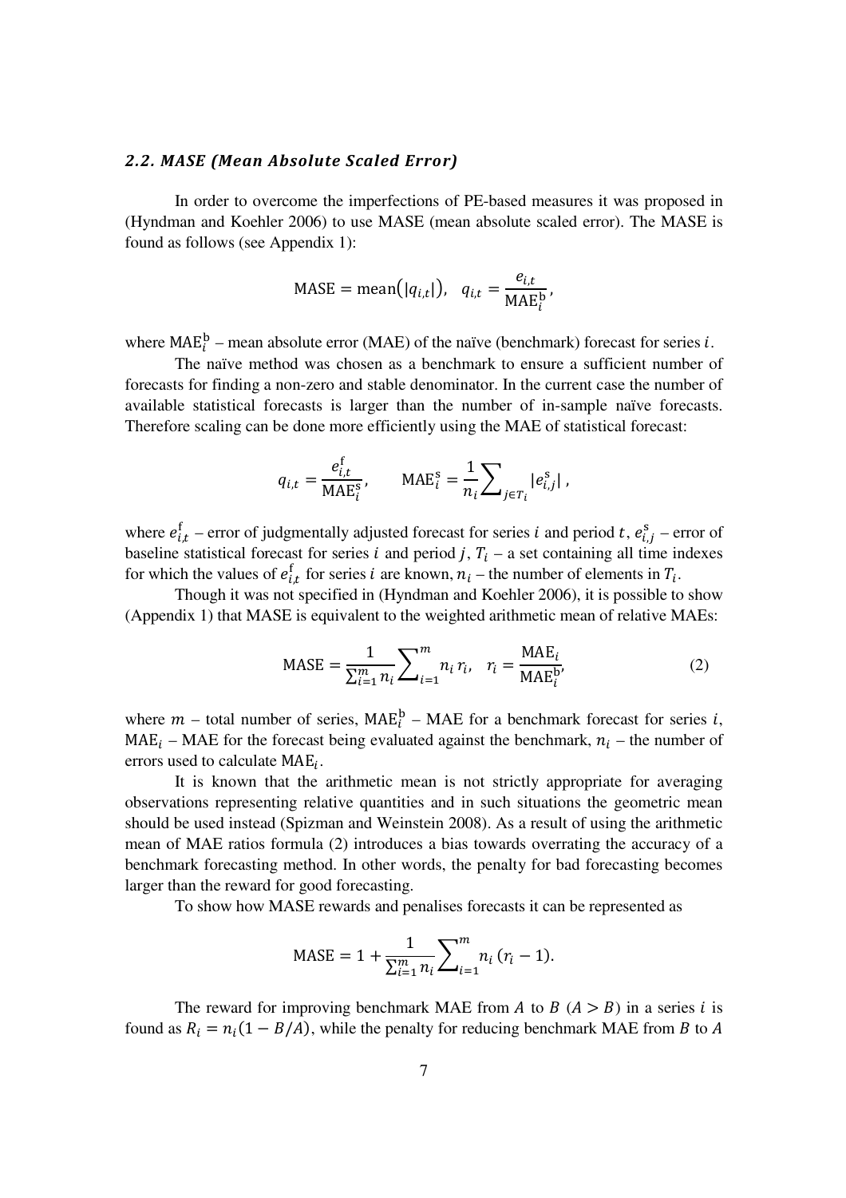### *2.2. MASE (Mean Absolute Scaled Error)*

In order to overcome the imperfections of PE-based measures it was proposed in (Hyndman and Koehler 2006) to use MASE (mean absolute scaled error). The MASE is found as follows (see Appendix 1):

$$\text{MASE} = \text{mean}(|q_{i,t}|), \quad q_{i,t} = \frac{e_{i,t}}{\text{MAE}_i^{\text{b}}},$$

where $\text{MAE}_i^{\text{b}}$ – mean absolute error (MAE) of the naïve (benchmark) forecast for series $i$.

The naïve method was chosen as a benchmark to ensure a sufficient number of forecasts for finding a non-zero and stable denominator. In the current case the number of available statistical forecasts is larger than the number of in-sample naïve forecasts. Therefore scaling can be done more efficiently using the MAE of statistical forecast:

$$q_{i,t} = \frac{e_{i,t}^{\text{f}}}{\text{MAE}_i^{\text{s}}}, \qquad \text{MAE}_i^{\text{s}} = \frac{1}{n_i} \sum_{j \in T_i} |e_{i,j}^{\text{s}}|,$$

where $e_{i,t}^{\text{f}}$ – error of judgmentally adjusted forecast for series $i$ and period $t$, $e_{i,j}^{\text{s}}$ – error of baseline statistical forecast for series $i$ and period $j$, $T_i$ – a set containing all time indexes for which the values of $e_{i,t}^{\text{f}}$ for series $i$ are known, $n_i$ – the number of elements in $T_i$.

Though it was not specified in (Hyndman and Koehler 2006), it is possible to show (Appendix 1) that MASE is equivalent to the weighted arithmetic mean of relative MAEs:

$$\text{MASE} = \frac{1}{\sum_{i=1}^{m} n_i} \sum_{i=1}^{m} n_i \, r_i, \quad r_i = \frac{\text{MAE}_i}{\text{MAE}_i^{\text{b}}}, \tag{2}$$

where $m$ – total number of series, $\text{MAE}_i^{\text{b}}$ – MAE for a benchmark forecast for series $i$, $\text{MAE}_i$ – MAE for the forecast being evaluated against the benchmark, $n_i$ – the number of errors used to calculate $\text{MAE}_i$.

It is known that the arithmetic mean is not strictly appropriate for averaging observations representing relative quantities and in such situations the geometric mean should be used instead (Spizman and Weinstein 2008). As a result of using the arithmetic mean of MAE ratios formula (2) introduces a bias towards overrating the accuracy of a benchmark forecasting method. In other words, the penalty for bad forecasting becomes larger than the reward for good forecasting.

To show how MASE rewards and penalises forecasts it can be represented as

$$\text{MASE} = 1 + \frac{1}{\sum_{i=1}^{m} n_i} \sum_{i=1}^{m} n_i \, (r_i - 1).$$

The reward for improving benchmark MAE from $A$ to $B$ ($A > B$) in a series $i$ is found as $R_i = n_i(1 - B/A)$, while the penalty for reducing benchmark MAE from $B$ to $A$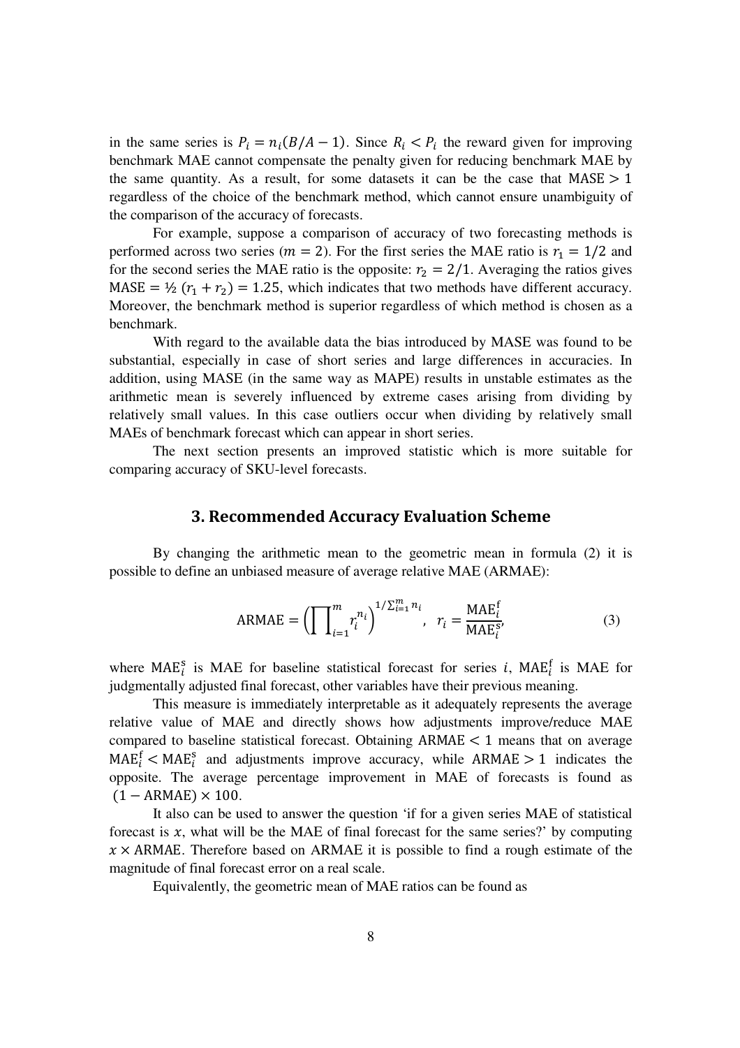in the same series is $P_i = n_i(B/A - 1)$. Since $R_i < P_i$ the reward given for improving benchmark MAE cannot compensate the penalty given for reducing benchmark MAE by the same quantity. As a result, for some datasets it can be the case that $\text{MASE} > 1$ regardless of the choice of the benchmark method, which cannot ensure unambiguity of the comparison of the accuracy of forecasts.

For example, suppose a comparison of accuracy of two forecasting methods is performed across two series ($m = 2$). For the first series the MAE ratio is $r_1 = 1/2$ and for the second series the MAE ratio is the opposite: $r_2 = 2/1$. Averaging the ratios gives $\text{MASE} = ½\ (r_1 + r_2) = 1.25$, which indicates that two methods have different accuracy. Moreover, the benchmark method is superior regardless of which method is chosen as a benchmark.

With regard to the available data the bias introduced by MASE was found to be substantial, especially in case of short series and large differences in accuracies. In addition, using MASE (in the same way as MAPE) results in unstable estimates as the arithmetic mean is severely influenced by extreme cases arising from dividing by relatively small values. In this case outliers occur when dividing by relatively small MAEs of benchmark forecast which can appear in short series.

The next section presents an improved statistic which is more suitable for comparing accuracy of SKU-level forecasts.

## 3. Recommended Accuracy Evaluation Scheme

By changing the arithmetic mean to the geometric mean in formula (2) it is possible to define an unbiased measure of average relative MAE (ARMAE):

$$\text{ARMAE} = \left(\prod_{i=1}^{m} r_i^{n_i}\right)^{1/\sum_{i=1}^{m} n_i}, \quad r_i = \frac{\text{MAE}_i^{\text{f}}}{\text{MAE}_i^{\text{s}}}, \tag{3}$$

where $\text{MAE}_i^{\text{s}}$ is MAE for baseline statistical forecast for series $i$, $\text{MAE}_i^{\text{f}}$ is MAE for judgmentally adjusted final forecast, other variables have their previous meaning.

This measure is immediately interpretable as it adequately represents the average relative value of MAE and directly shows how adjustments improve/reduce MAE compared to baseline statistical forecast. Obtaining $\text{ARMAE} < 1$ means that on average $\text{MAE}_i^{\text{f}} < \text{MAE}_i^{\text{s}}$ and adjustments improve accuracy, while $\text{ARMAE} > 1$ indicates the opposite. The average percentage improvement in MAE of forecasts is found as $(1 - \text{ARMAE}) \times 100$.

It also can be used to answer the question 'if for a given series MAE of statistical forecast is $x$, what will be the MAE of final forecast for the same series?' by computing $x \times \text{ARMAE}$. Therefore based on ARMAE it is possible to find a rough estimate of the magnitude of final forecast error on a real scale.

Equivalently, the geometric mean of MAE ratios can be found as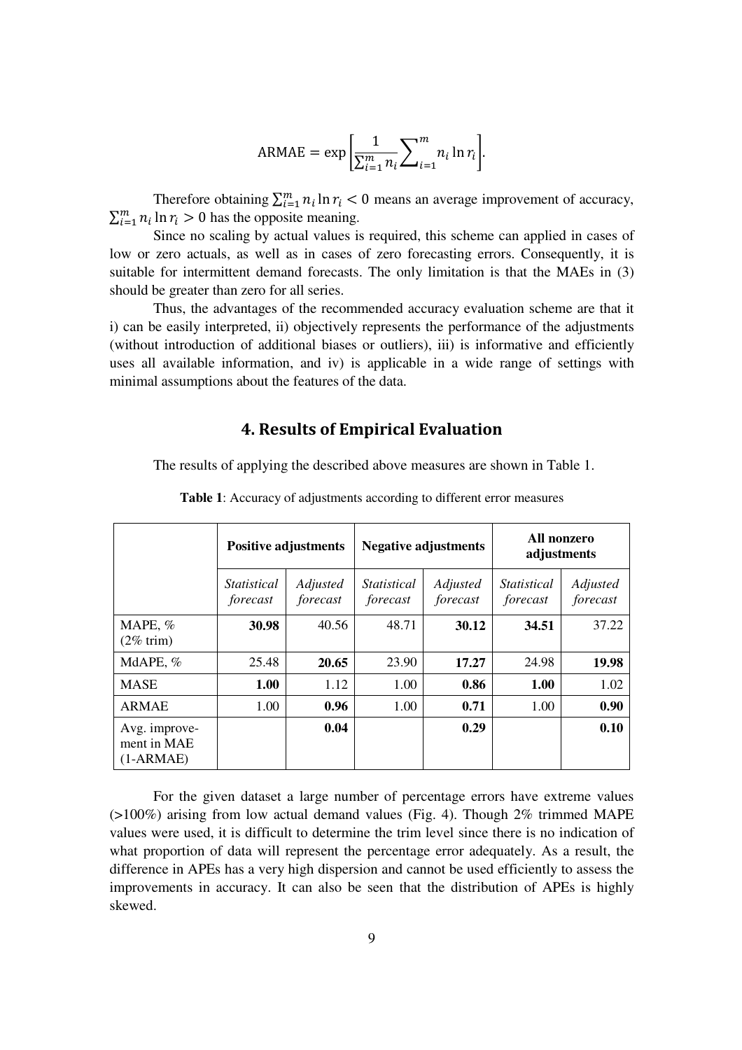$$\text{ARMAE} = \exp\left[\frac{1}{\sum_{i=1}^{m} n_i}\sum\nolimits_{i=1}^{m} n_i \ln r_i\right].$$

Therefore obtaining $\sum_{i=1}^{m} n_i \ln r_i < 0$ means an average improvement of accuracy, $\sum_{i=1}^{m} n_i \ln r_i > 0$ has the opposite meaning.

Since no scaling by actual values is required, this scheme can applied in cases of low or zero actuals, as well as in cases of zero forecasting errors. Consequently, it is suitable for intermittent demand forecasts. The only limitation is that the MAEs in (3) should be greater than zero for all series.

Thus, the advantages of the recommended accuracy evaluation scheme are that it i) can be easily interpreted, ii) objectively represents the performance of the adjustments (without introduction of additional biases or outliers), iii) is informative and efficiently uses all available information, and iv) is applicable in a wide range of settings with minimal assumptions about the features of the data.

## 4. Results of Empirical Evaluation

The results of applying the described above measures are shown in Table 1.

**Table 1**: Accuracy of adjustments according to different error measures

| | **Positive adjustments** | | **Negative adjustments** | | **All nonzero adjustments** | |
|---|---|---|---|---|---|---|
| | *Statistical forecast* | *Adjusted forecast* | *Statistical forecast* | *Adjusted forecast* | *Statistical forecast* | *Adjusted forecast* |
| MAPE, % (2% trim) | **30.98** | 40.56 | 48.71 | **30.12** | **34.51** | 37.22 |
| MdAPE, % | 25.48 | **20.65** | 23.90 | **17.27** | 24.98 | **19.98** |
| MASE | **1.00** | 1.12 | 1.00 | **0.86** | **1.00** | 1.02 |
| ARMAE | 1.00 | **0.96** | 1.00 | **0.71** | 1.00 | **0.90** |
| Avg. improvement in MAE (1-ARMAE) | | **0.04** | | **0.29** | | **0.10** |

For the given dataset a large number of percentage errors have extreme values (>100%) arising from low actual demand values (Fig. 4). Though 2% trimmed MAPE values were used, it is difficult to determine the trim level since there is no indication of what proportion of data will represent the percentage error adequately. As a result, the difference in APEs has a very high dispersion and cannot be used efficiently to assess the improvements in accuracy. It can also be seen that the distribution of APEs is highly skewed.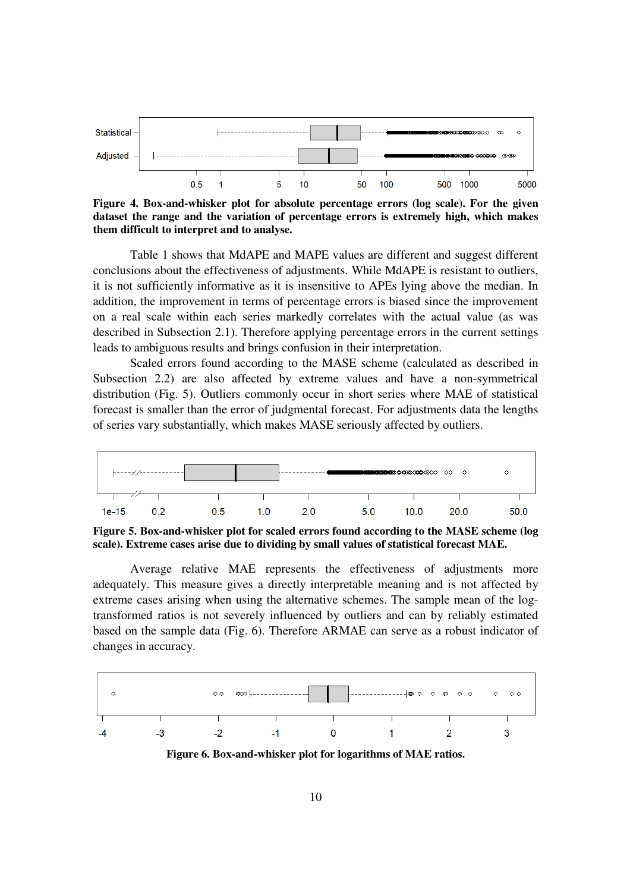**Figure 4. Box-and-whisker plot for absolute percentage errors (log scale). For the given dataset the range and the variation of percentage errors is extremely high, which makes them difficult to interpret and to analyse.**

Table 1 shows that MdAPE and MAPE values are different and suggest different conclusions about the effectiveness of adjustments. While MdAPE is resistant to outliers, it is not sufficiently informative as it is insensitive to APEs lying above the median. In addition, the improvement in terms of percentage errors is biased since the improvement on a real scale within each series markedly correlates with the actual value (as was described in Subsection 2.1). Therefore applying percentage errors in the current settings leads to ambiguous results and brings confusion in their interpretation.

Scaled errors found according to the MASE scheme (calculated as described in Subsection 2.2) are also affected by extreme values and have a non-symmetrical distribution (Fig. 5). Outliers commonly occur in short series where MAE of statistical forecast is smaller than the error of judgmental forecast. For adjustments data the lengths of series vary substantially, which makes MASE seriously affected by outliers.

**Figure 5. Box-and-whisker plot for scaled errors found according to the MASE scheme (log scale). Extreme cases arise due to dividing by small values of statistical forecast MAE.**

Average relative MAE represents the effectiveness of adjustments more adequately. This measure gives a directly interpretable meaning and is not affected by extreme cases arising when using the alternative schemes. The sample mean of the log-transformed ratios is not severely influenced by outliers and can by reliably estimated based on the sample data (Fig. 6). Therefore ARMAE can serve as a robust indicator of changes in accuracy.

**Figure 6. Box-and-whisker plot for logarithms of MAE ratios.**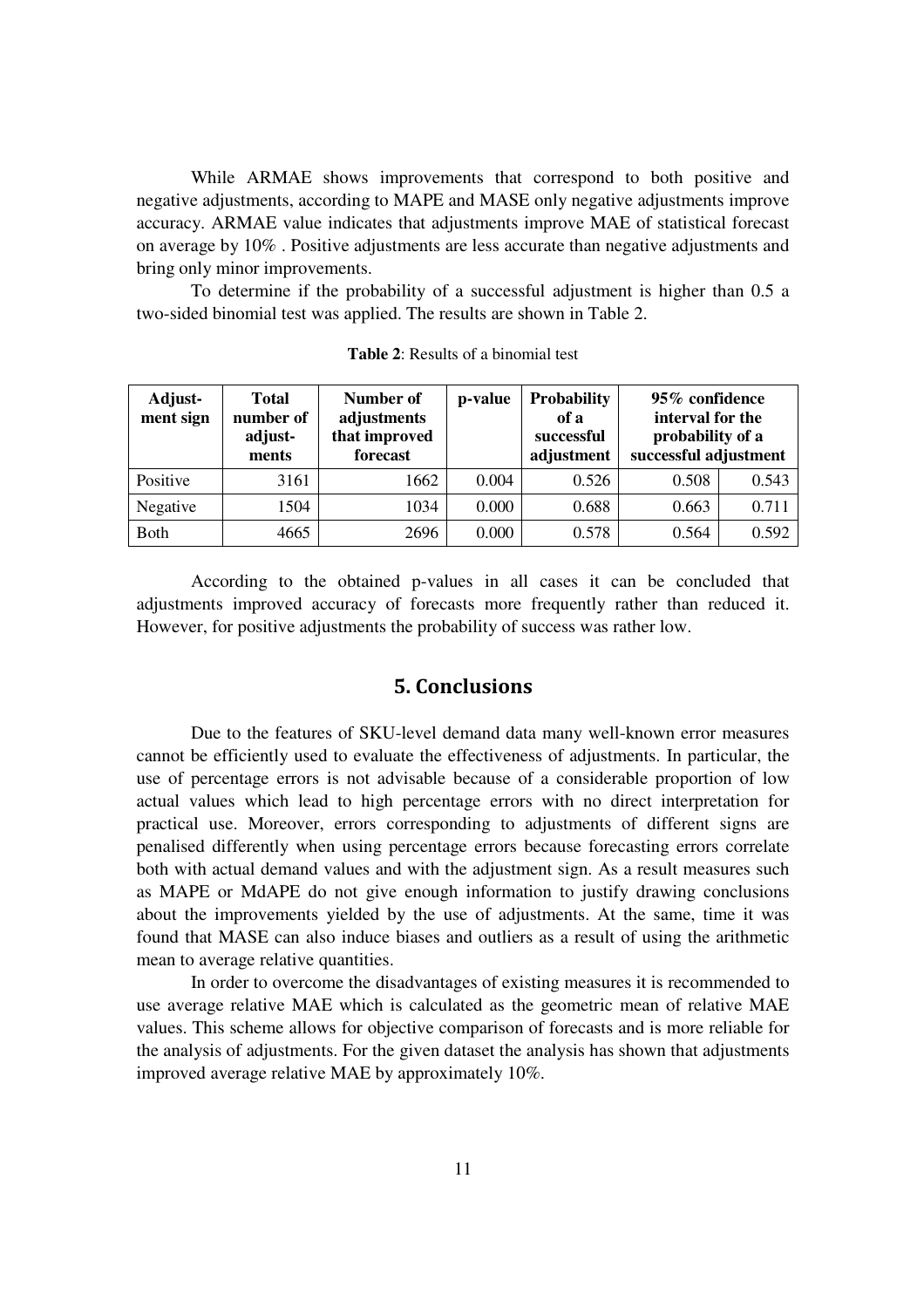While ARMAE shows improvements that correspond to both positive and negative adjustments, according to MAPE and MASE only negative adjustments improve accuracy. ARMAE value indicates that adjustments improve MAE of statistical forecast on average by 10% . Positive adjustments are less accurate than negative adjustments and bring only minor improvements.

To determine if the probability of a successful adjustment is higher than 0.5 a two-sided binomial test was applied. The results are shown in Table 2.

**Table 2**: Results of a binomial test

| Adjust-ment sign | Total number of adjust-ments | Number of adjustments that improved forecast | p-value | Probability of a successful adjustment | 95% confidence interval for the probability of a successful adjustment | |
|---|---|---|---|---|---|---|
| Positive | 3161 | 1662 | 0.004 | 0.526 | 0.508 | 0.543 |
| Negative | 1504 | 1034 | 0.000 | 0.688 | 0.663 | 0.711 |
| Both | 4665 | 2696 | 0.000 | 0.578 | 0.564 | 0.592 |

According to the obtained p-values in all cases it can be concluded that adjustments improved accuracy of forecasts more frequently rather than reduced it. However, for positive adjustments the probability of success was rather low.

## 5. Conclusions

Due to the features of SKU-level demand data many well-known error measures cannot be efficiently used to evaluate the effectiveness of adjustments. In particular, the use of percentage errors is not advisable because of a considerable proportion of low actual values which lead to high percentage errors with no direct interpretation for practical use. Moreover, errors corresponding to adjustments of different signs are penalised differently when using percentage errors because forecasting errors correlate both with actual demand values and with the adjustment sign. As a result measures such as MAPE or MdAPE do not give enough information to justify drawing conclusions about the improvements yielded by the use of adjustments. At the same, time it was found that MASE can also induce biases and outliers as a result of using the arithmetic mean to average relative quantities.

In order to overcome the disadvantages of existing measures it is recommended to use average relative MAE which is calculated as the geometric mean of relative MAE values. This scheme allows for objective comparison of forecasts and is more reliable for the analysis of adjustments. For the given dataset the analysis has shown that adjustments improved average relative MAE by approximately 10%.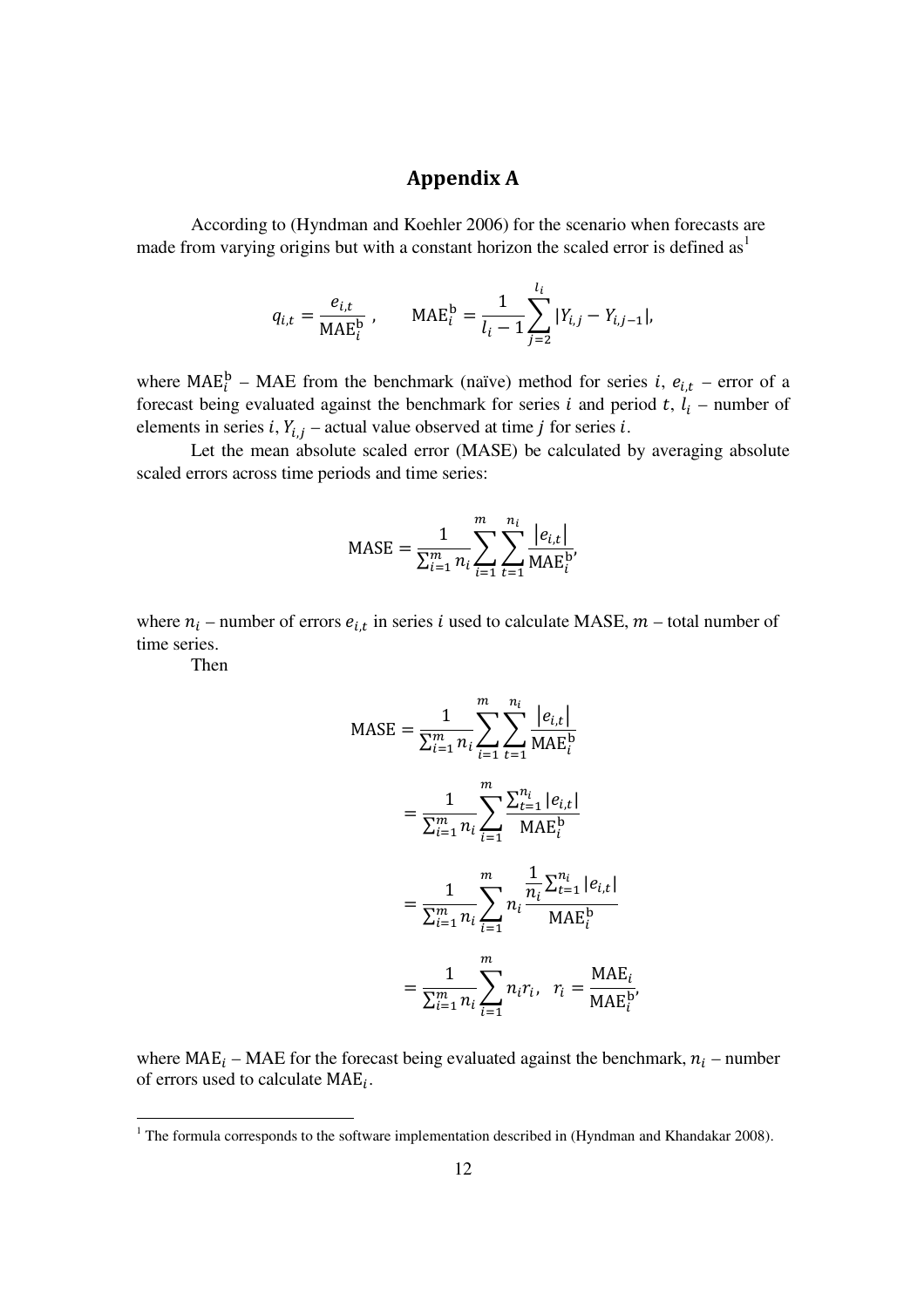# Appendix A

According to (Hyndman and Koehler 2006) for the scenario when forecasts are made from varying origins but with a constant horizon the scaled error is defined as[1]

$$q_{i,t} = \frac{e_{i,t}}{\mathrm{MAE}_i^{\mathrm{b}}}, \qquad \mathrm{MAE}_i^{\mathrm{b}} = \frac{1}{l_i - 1}\sum_{j=2}^{l_i} |Y_{i,j} - Y_{i,j-1}|,$$

where $\mathrm{MAE}_i^{\mathrm{b}}$ – MAE from the benchmark (naïve) method for series $i$, $e_{i,t}$ – error of a forecast being evaluated against the benchmark for series $i$ and period $t$, $l_i$ – number of elements in series $i$, $Y_{i,j}$ – actual value observed at time $j$ for series $i$.

Let the mean absolute scaled error (MASE) be calculated by averaging absolute scaled errors across time periods and time series:

$$\mathrm{MASE} = \frac{1}{\sum_{i=1}^{m} n_i}\sum_{i=1}^{m}\sum_{t=1}^{n_i}\frac{|e_{i,t}|}{\mathrm{MAE}_i^{\mathrm{b}}},$$

where $n_i$ – number of errors $e_{i,t}$ in series $i$ used to calculate MASE, $m$ – total number of time series.

Then

$$\begin{aligned}
\mathrm{MASE} &= \frac{1}{\sum_{i=1}^{m} n_i}\sum_{i=1}^{m}\sum_{t=1}^{n_i}\frac{|e_{i,t}|}{\mathrm{MAE}_i^{\mathrm{b}}} \\
&= \frac{1}{\sum_{i=1}^{m} n_i}\sum_{i=1}^{m}\frac{\sum_{t=1}^{n_i}|e_{i,t}|}{\mathrm{MAE}_i^{\mathrm{b}}} \\
&= \frac{1}{\sum_{i=1}^{m} n_i}\sum_{i=1}^{m} n_i \frac{\frac{1}{n_i}\sum_{t=1}^{n_i}|e_{i,t}|}{\mathrm{MAE}_i^{\mathrm{b}}} \\
&= \frac{1}{\sum_{i=1}^{m} n_i}\sum_{i=1}^{m} n_i r_i, \quad r_i = \frac{\mathrm{MAE}_i}{\mathrm{MAE}_i^{\mathrm{b}}},
\end{aligned}$$

where $\mathrm{MAE}_i$ – MAE for the forecast being evaluated against the benchmark, $n_i$ – number of errors used to calculate $\mathrm{MAE}_i$.

[1] The formula corresponds to the software implementation described in (Hyndman and Khandakar 2008).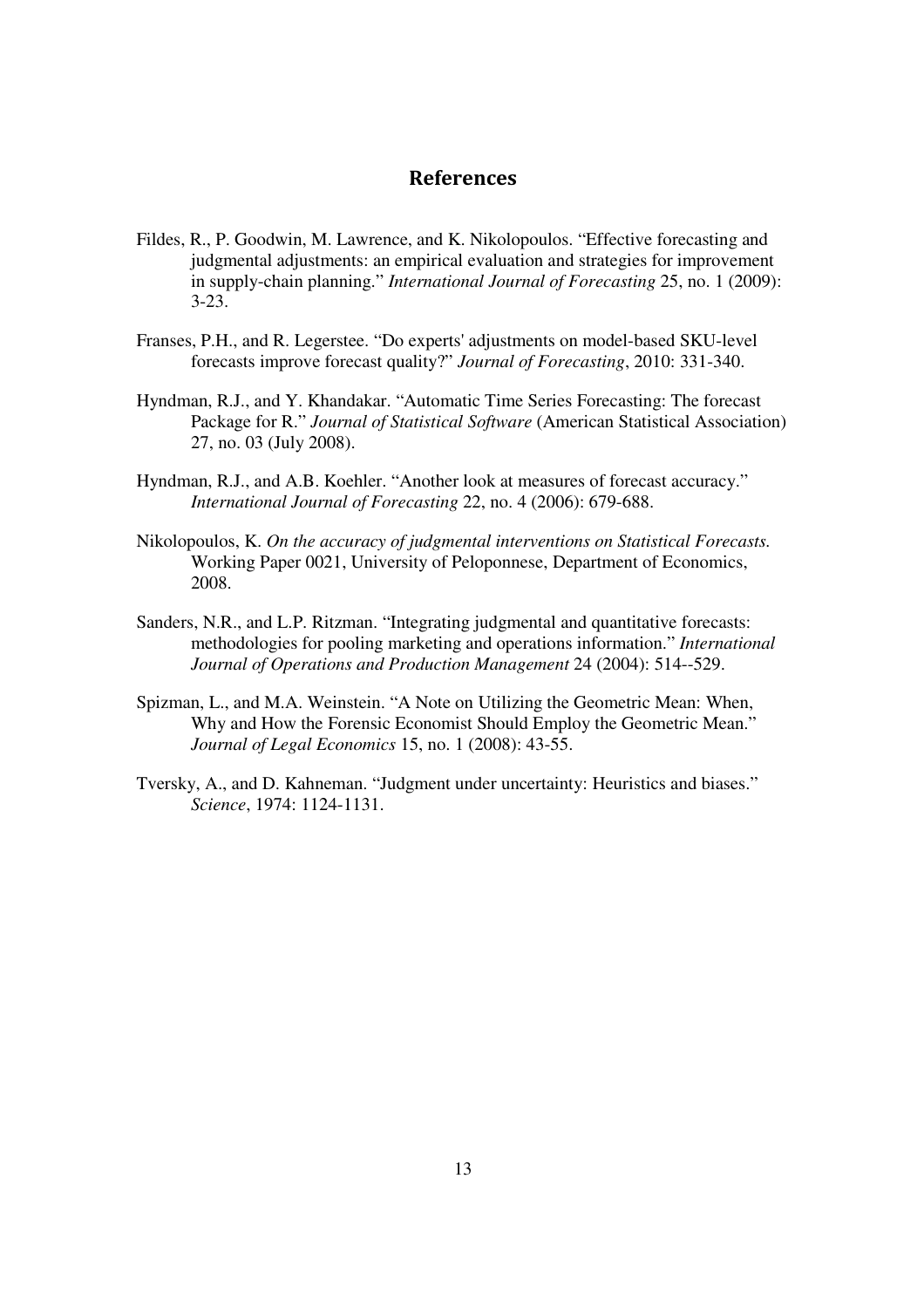## References

Fildes, R., P. Goodwin, M. Lawrence, and K. Nikolopoulos. "Effective forecasting and judgmental adjustments: an empirical evaluation and strategies for improvement in supply-chain planning." *International Journal of Forecasting* 25, no. 1 (2009): 3-23.

Franses, P.H., and R. Legerstee. "Do experts' adjustments on model-based SKU-level forecasts improve forecast quality?" *Journal of Forecasting*, 2010: 331-340.

Hyndman, R.J., and Y. Khandakar. "Automatic Time Series Forecasting: The forecast Package for R." *Journal of Statistical Software* (American Statistical Association) 27, no. 03 (July 2008).

Hyndman, R.J., and A.B. Koehler. "Another look at measures of forecast accuracy." *International Journal of Forecasting* 22, no. 4 (2006): 679-688.

Nikolopoulos, K. *On the accuracy of judgmental interventions on Statistical Forecasts.* Working Paper 0021, University of Peloponnese, Department of Economics, 2008.

Sanders, N.R., and L.P. Ritzman. "Integrating judgmental and quantitative forecasts: methodologies for pooling marketing and operations information." *International Journal of Operations and Production Management* 24 (2004): 514--529.

Spizman, L., and M.A. Weinstein. "A Note on Utilizing the Geometric Mean: When, Why and How the Forensic Economist Should Employ the Geometric Mean." *Journal of Legal Economics* 15, no. 1 (2008): 43-55.

Tversky, A., and D. Kahneman. "Judgment under uncertainty: Heuristics and biases." *Science*, 1974: 1124-1131.